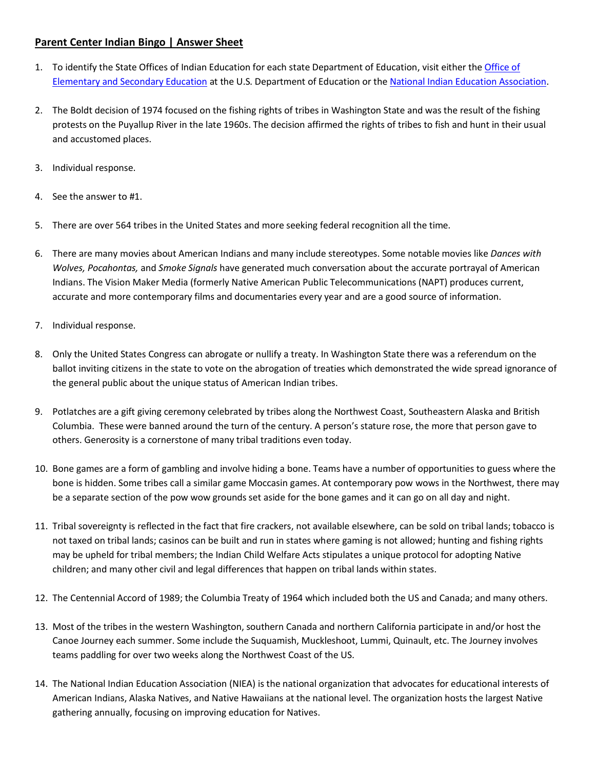**Parent Center Indian Bingo | Answer Sheet**

1. To identify the State Offices of Indian Education for each state Department of Education, visit either the Office of Elementary and Secondary Education at the U.S. Department of Education or the National Indian Education Association.

2. The Boldt decision of 1974 focused on the fishing rights of tribes in Washington State and was the result of the fishing protests on the Puyallup River in the late 1960s. The decision affirmed the rights of tribes to fish and hunt in their usual and accustomed places.

3. Individual response.

4. See the answer to #1.

5. There are over 564 tribes in the United States and more seeking federal recognition all the time.

6. There are many movies about American Indians and many include stereotypes. Some notable movies like *Dances with Wolves, Pocahontas,* and *Smoke Signals* have generated much conversation about the accurate portrayal of American Indians. The Vision Maker Media (formerly Native American Public Telecommunications (NAPT) produces current, accurate and more contemporary films and documentaries every year and are a good source of information.

7. Individual response.

8. Only the United States Congress can abrogate or nullify a treaty. In Washington State there was a referendum on the ballot inviting citizens in the state to vote on the abrogation of treaties which demonstrated the wide spread ignorance of the general public about the unique status of American Indian tribes.

9. Potlatches are a gift giving ceremony celebrated by tribes along the Northwest Coast, Southeastern Alaska and British Columbia. These were banned around the turn of the century. A person's stature rose, the more that person gave to others. Generosity is a cornerstone of many tribal traditions even today.

10. Bone games are a form of gambling and involve hiding a bone. Teams have a number of opportunities to guess where the bone is hidden. Some tribes call a similar game Moccasin games. At contemporary pow wows in the Northwest, there may be a separate section of the pow wow grounds set aside for the bone games and it can go on all day and night.

11. Tribal sovereignty is reflected in the fact that fire crackers, not available elsewhere, can be sold on tribal lands; tobacco is not taxed on tribal lands; casinos can be built and run in states where gaming is not allowed; hunting and fishing rights may be upheld for tribal members; the Indian Child Welfare Acts stipulates a unique protocol for adopting Native children; and many other civil and legal differences that happen on tribal lands within states.

12. The Centennial Accord of 1989; the Columbia Treaty of 1964 which included both the US and Canada; and many others.

13. Most of the tribes in the western Washington, southern Canada and northern California participate in and/or host the Canoe Journey each summer. Some include the Suquamish, Muckleshoot, Lummi, Quinault, etc. The Journey involves teams paddling for over two weeks along the Northwest Coast of the US.

14. The National Indian Education Association (NIEA) is the national organization that advocates for educational interests of American Indians, Alaska Natives, and Native Hawaiians at the national level. The organization hosts the largest Native gathering annually, focusing on improving education for Natives.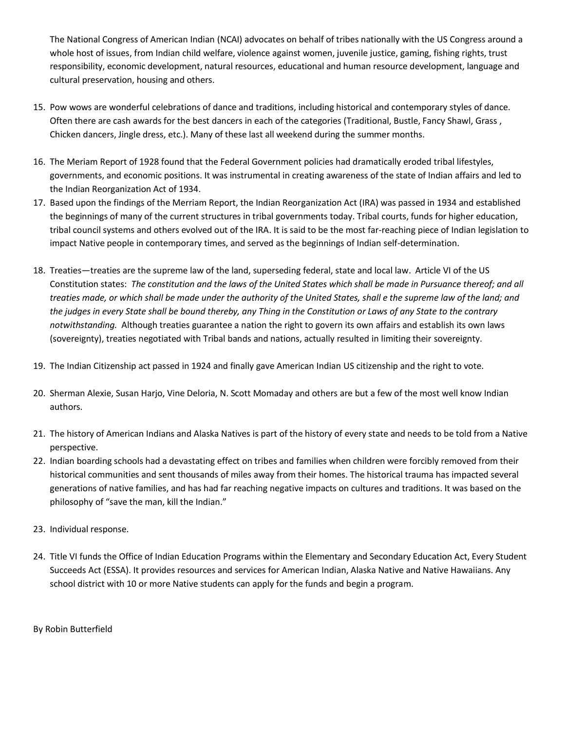The National Congress of American Indian (NCAI) advocates on behalf of tribes nationally with the US Congress around a whole host of issues, from Indian child welfare, violence against women, juvenile justice, gaming, fishing rights, trust responsibility, economic development, natural resources, educational and human resource development, language and cultural preservation, housing and others.

15. Pow wows are wonderful celebrations of dance and traditions, including historical and contemporary styles of dance. Often there are cash awards for the best dancers in each of the categories (Traditional, Bustle, Fancy Shawl, Grass , Chicken dancers, Jingle dress, etc.). Many of these last all weekend during the summer months.

16. The Meriam Report of 1928 found that the Federal Government policies had dramatically eroded tribal lifestyles, governments, and economic positions. It was instrumental in creating awareness of the state of Indian affairs and led to the Indian Reorganization Act of 1934.
17. Based upon the findings of the Merriam Report, the Indian Reorganization Act (IRA) was passed in 1934 and established the beginnings of many of the current structures in tribal governments today. Tribal courts, funds for higher education, tribal council systems and others evolved out of the IRA. It is said to be the most far-reaching piece of Indian legislation to impact Native people in contemporary times, and served as the beginnings of Indian self-determination.

18. Treaties—treaties are the supreme law of the land, superseding federal, state and local law. Article VI of the US Constitution states: *The constitution and the laws of the United States which shall be made in Pursuance thereof; and all treaties made, or which shall be made under the authority of the United States, shall e the supreme law of the land; and the judges in every State shall be bound thereby, any Thing in the Constitution or Laws of any State to the contrary notwithstanding.* Although treaties guarantee a nation the right to govern its own affairs and establish its own laws (sovereignty), treaties negotiated with Tribal bands and nations, actually resulted in limiting their sovereignty.

19. The Indian Citizenship act passed in 1924 and finally gave American Indian US citizenship and the right to vote.

20. Sherman Alexie, Susan Harjo, Vine Deloria, N. Scott Momaday and others are but a few of the most well know Indian authors.

21. The history of American Indians and Alaska Natives is part of the history of every state and needs to be told from a Native perspective.
22. Indian boarding schools had a devastating effect on tribes and families when children were forcibly removed from their historical communities and sent thousands of miles away from their homes. The historical trauma has impacted several generations of native families, and has had far reaching negative impacts on cultures and traditions. It was based on the philosophy of "save the man, kill the Indian."

23. Individual response.

24. Title VI funds the Office of Indian Education Programs within the Elementary and Secondary Education Act, Every Student Succeeds Act (ESSA). It provides resources and services for American Indian, Alaska Native and Native Hawaiians. Any school district with 10 or more Native students can apply for the funds and begin a program.

By Robin Butterfield